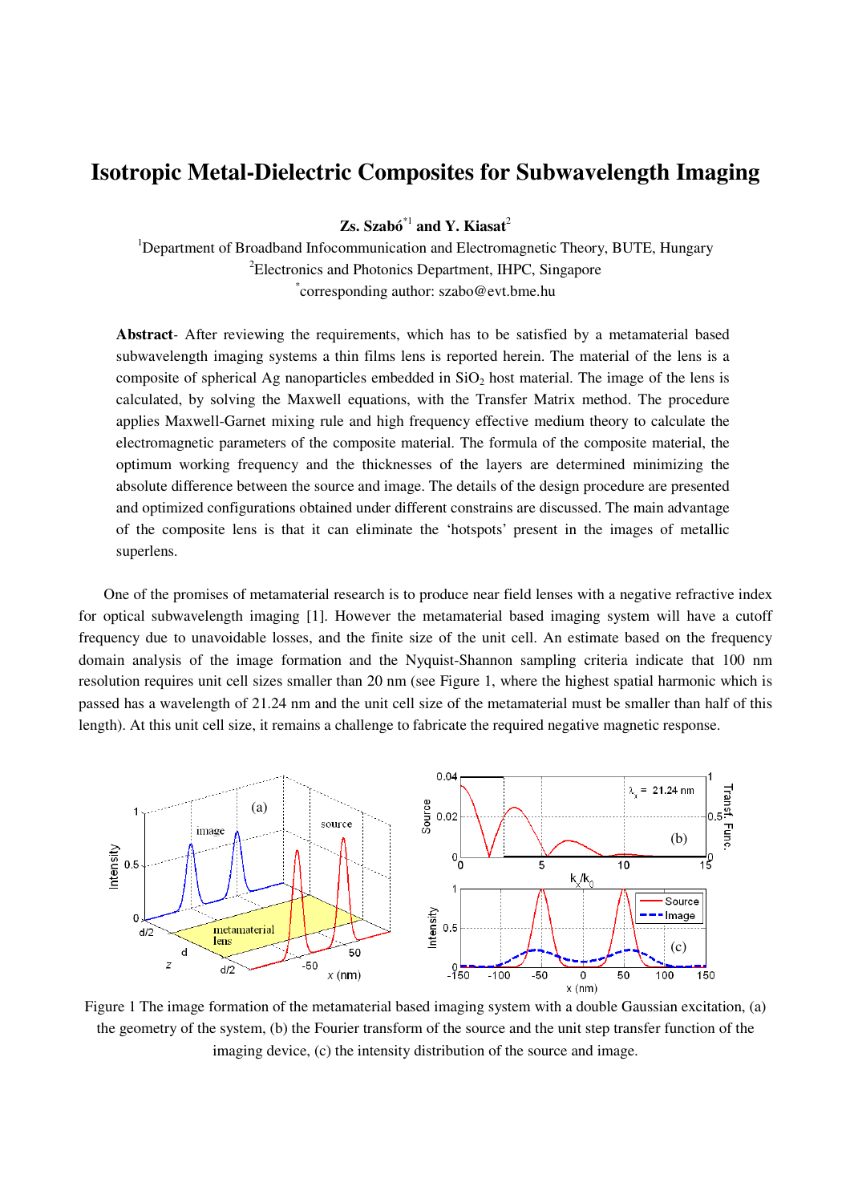# Isotropic Metal-Dielectric Composites for Subwavelength Imaging

**Zs. Szabó*[1] and Y. Kiasat[2]**

[1]Department of Broadband Infocommunication and Electromagnetic Theory, BUTE, Hungary
[2]Electronics and Photonics Department, IHPC, Singapore
*corresponding author: szabo@evt.bme.hu

**Abstract**- After reviewing the requirements, which has to be satisfied by a metamaterial based subwavelength imaging systems a thin films lens is reported herein. The material of the lens is a composite of spherical Ag nanoparticles embedded in $SiO_2$ host material. The image of the lens is calculated, by solving the Maxwell equations, with the Transfer Matrix method. The procedure applies Maxwell-Garnet mixing rule and high frequency effective medium theory to calculate the electromagnetic parameters of the composite material. The formula of the composite material, the optimum working frequency and the thicknesses of the layers are determined minimizing the absolute difference between the source and image. The details of the design procedure are presented and optimized configurations obtained under different constrains are discussed. The main advantage of the composite lens is that it can eliminate the 'hotspots' present in the images of metallic superlens.

One of the promises of metamaterial research is to produce near field lenses with a negative refractive index for optical subwavelength imaging [1]. However the metamaterial based imaging system will have a cutoff frequency due to unavoidable losses, and the finite size of the unit cell. An estimate based on the frequency domain analysis of the image formation and the Nyquist-Shannon sampling criteria indicate that 100 nm resolution requires unit cell sizes smaller than 20 nm (see Figure 1, where the highest spatial harmonic which is passed has a wavelength of 21.24 nm and the unit cell size of the metamaterial must be smaller than half of this length). At this unit cell size, it remains a challenge to fabricate the required negative magnetic response.

Figure 1 The image formation of the metamaterial based imaging system with a double Gaussian excitation, (a) the geometry of the system, (b) the Fourier transform of the source and the unit step transfer function of the imaging device, (c) the intensity distribution of the source and image.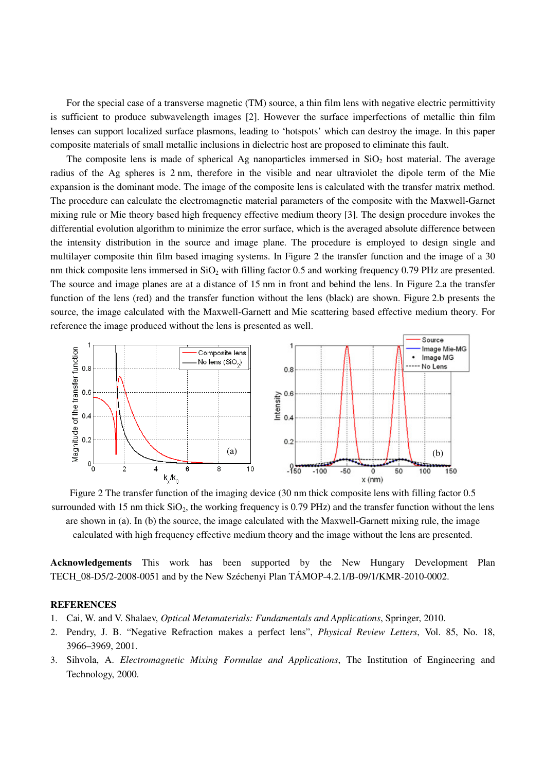For the special case of a transverse magnetic (TM) source, a thin film lens with negative electric permittivity is sufficient to produce subwavelength images [2]. However the surface imperfections of metallic thin film lenses can support localized surface plasmons, leading to 'hotspots' which can destroy the image. In this paper composite materials of small metallic inclusions in dielectric host are proposed to eliminate this fault.

The composite lens is made of spherical Ag nanoparticles immersed in $SiO_2$ host material. The average radius of the Ag spheres is 2 nm, therefore in the visible and near ultraviolet the dipole term of the Mie expansion is the dominant mode. The image of the composite lens is calculated with the transfer matrix method. The procedure can calculate the electromagnetic material parameters of the composite with the Maxwell-Garnet mixing rule or Mie theory based high frequency effective medium theory [3]. The design procedure invokes the differential evolution algorithm to minimize the error surface, which is the averaged absolute difference between the intensity distribution in the source and image plane. The procedure is employed to design single and multilayer composite thin film based imaging systems. In Figure 2 the transfer function and the image of a 30 nm thick composite lens immersed in $SiO_2$ with filling factor 0.5 and working frequency 0.79 PHz are presented. The source and image planes are at a distance of 15 nm in front and behind the lens. In Figure 2.a the transfer function of the lens (red) and the transfer function without the lens (black) are shown. Figure 2.b presents the source, the image calculated with the Maxwell-Garnett and Mie scattering based effective medium theory. For reference the image produced without the lens is presented as well.

Magnitude of the transfer function
0
0.2
0.4
0.6
0.8
1
0
2
4
6
8
10
$k_x/k_0$
Composite lens
No lens ($SiO_2$)
(a)

Intensity
0
0.2
0.4
0.6
0.8
1
-150
-100
-50
0
50
100
150
x (nm)
Source
Image Mie-MG
Image MG
No Lens
(b)

Figure 2 The transfer function of the imaging device (30 nm thick composite lens with filling factor 0.5 surrounded with 15 nm thick $SiO_2$, the working frequency is 0.79 PHz) and the transfer function without the lens are shown in (a). In (b) the source, the image calculated with the Maxwell-Garnett mixing rule, the image calculated with high frequency effective medium theory and the image without the lens are presented.

**Acknowledgements** This work has been supported by the New Hungary Development Plan TECH_08-D5/2-2008-0051 and by the New Széchenyi Plan TÁMOP-4.2.1/B-09/1/KMR-2010-0002.

## REFERENCES

1. Cai, W. and V. Shalaev, *Optical Metamaterials: Fundamentals and Applications*, Springer, 2010.
2. Pendry, J. B. "Negative Refraction makes a perfect lens", *Physical Review Letters*, Vol. 85, No. 18, 3966–3969, 2001.
3. Sihvola, A. *Electromagnetic Mixing Formulae and Applications*, The Institution of Engineering and Technology, 2000.